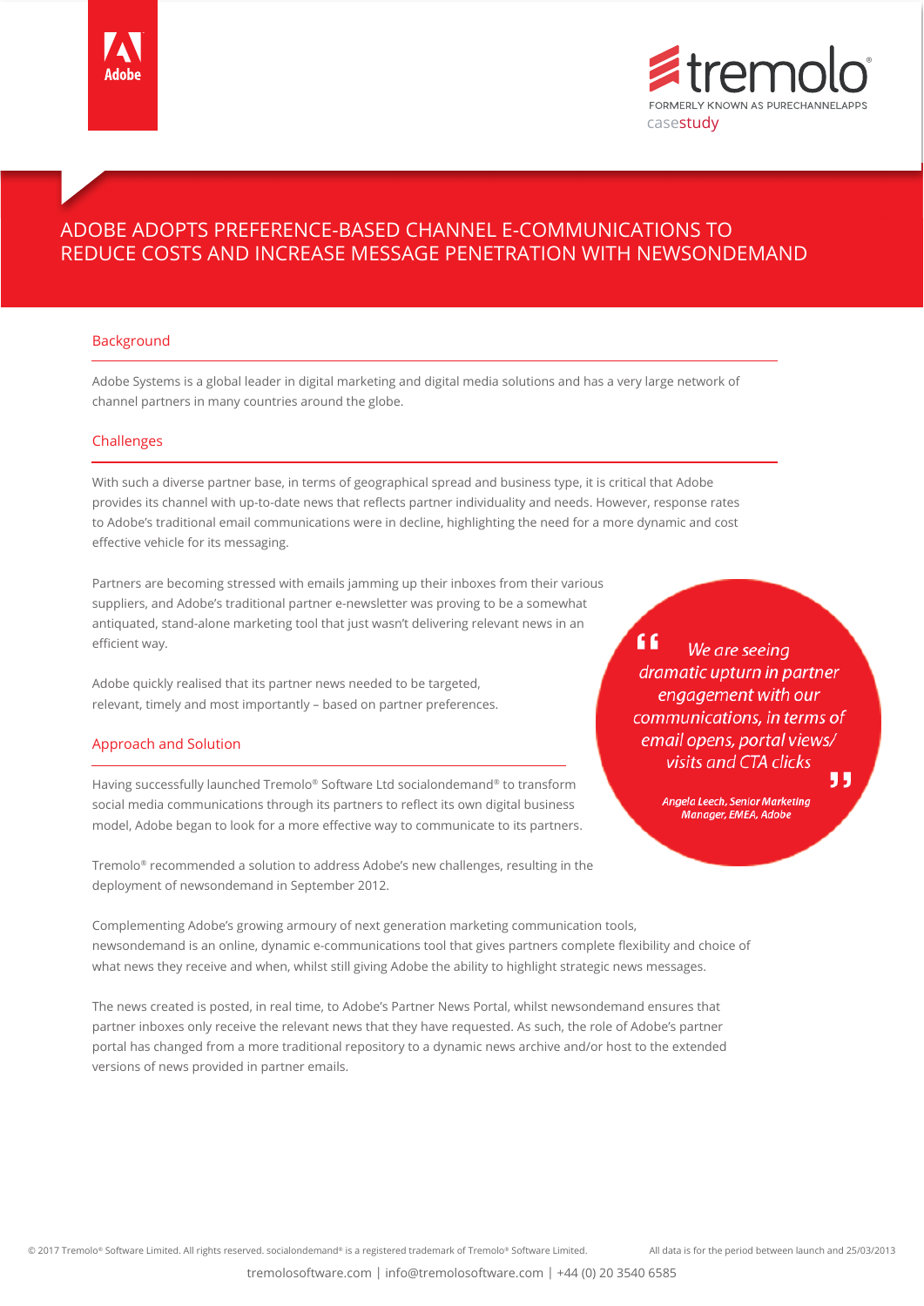Adobe

tremolo®

FORMERLY KNOWN AS PURECHANNELAPPS

casestudy

# ADOBE ADOPTS PREFERENCE-BASED CHANNEL E-COMMUNICATIONS TO REDUCE COSTS AND INCREASE MESSAGE PENETRATION WITH NEWSONDEMAND

## Background

Adobe Systems is a global leader in digital marketing and digital media solutions and has a very large network of channel partners in many countries around the globe.

## Challenges

With such a diverse partner base, in terms of geographical spread and business type, it is critical that Adobe provides its channel with up-to-date news that reflects partner individuality and needs. However, response rates to Adobe's traditional email communications were in decline, highlighting the need for a more dynamic and cost effective vehicle for its messaging.

Partners are becoming stressed with emails jamming up their inboxes from their various suppliers, and Adobe's traditional partner e-newsletter was proving to be a somewhat antiquated, stand-alone marketing tool that just wasn't delivering relevant news in an efficient way.

Adobe quickly realised that its partner news needed to be targeted, relevant, timely and most importantly – based on partner preferences.

> *"We are seeing dramatic upturn in partner engagement with our communications, in terms of email opens, portal views/ visits and CTA clicks"*
>
> *Angela Leech, Senior Marketing Manager, EMEA, Adobe*

## Approach and Solution

Having successfully launched Tremolo® Software Ltd socialondemand® to transform social media communications through its partners to reflect its own digital business model, Adobe began to look for a more effective way to communicate to its partners.

Tremolo® recommended a solution to address Adobe's new challenges, resulting in the deployment of newsondemand in September 2012.

Complementing Adobe's growing armoury of next generation marketing communication tools, newsondemand is an online, dynamic e-communications tool that gives partners complete flexibility and choice of what news they receive and when, whilst still giving Adobe the ability to highlight strategic news messages.

The news created is posted, in real time, to Adobe's Partner News Portal, whilst newsondemand ensures that partner inboxes only receive the relevant news that they have requested. As such, the role of Adobe's partner portal has changed from a more traditional repository to a dynamic news archive and/or host to the extended versions of news provided in partner emails.

© 2017 Tremolo® Software Limited. All rights reserved. socialondemand® is a registered trademark of Tremolo® Software Limited. All data is for the period between launch and 25/03/2013

tremolosoftware.com | info@tremolosoftware.com | +44 (0) 20 3540 6585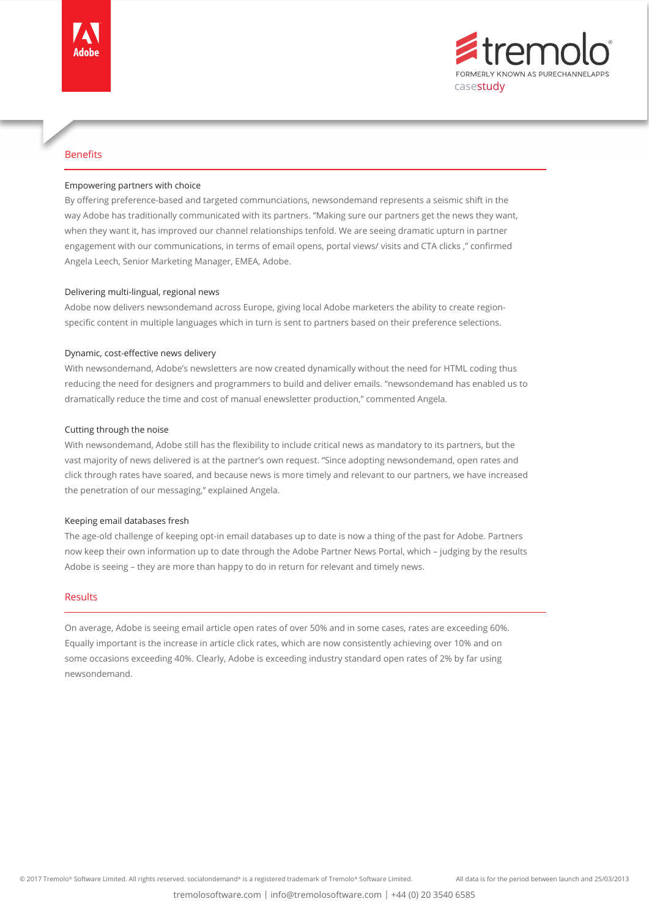## Benefits

### Empowering partners with choice

By offering preference-based and targeted communciations, newsondemand represents a seismic shift in the way Adobe has traditionally communicated with its partners. “Making sure our partners get the news they want, when they want it, has improved our channel relationships tenfold. We are seeing dramatic upturn in partner engagement with our communications, in terms of email opens, portal views/ visits and CTA clicks ,” confirmed Angela Leech, Senior Marketing Manager, EMEA, Adobe.

### Delivering multi-lingual, regional news

Adobe now delivers newsondemand across Europe, giving local Adobe marketers the ability to create region-specific content in multiple languages which in turn is sent to partners based on their preference selections.

### Dynamic, cost-effective news delivery

With newsondemand, Adobe’s newsletters are now created dynamically without the need for HTML coding thus reducing the need for designers and programmers to build and deliver emails. “newsondemand has enabled us to dramatically reduce the time and cost of manual enewsletter production,” commented Angela.

### Cutting through the noise

With newsondemand, Adobe still has the flexibility to include critical news as mandatory to its partners, but the vast majority of news delivered is at the partner’s own request. “Since adopting newsondemand, open rates and click through rates have soared, and because news is more timely and relevant to our partners, we have increased the penetration of our messaging,” explained Angela.

### Keeping email databases fresh

The age-old challenge of keeping opt-in email databases up to date is now a thing of the past for Adobe. Partners now keep their own information up to date through the Adobe Partner News Portal, which – judging by the results Adobe is seeing – they are more than happy to do in return for relevant and timely news.

## Results

On average, Adobe is seeing email article open rates of over 50% and in some cases, rates are exceeding 60%. Equally important is the increase in article click rates, which are now consistently achieving over 10% and on some occasions exceeding 40%. Clearly, Adobe is exceeding industry standard open rates of 2% by far using newsondemand.

© 2017 Tremolo® Software Limited. All rights reserved. socialondemand® is a registered trademark of Tremolo® Software Limited. All data is for the period between launch and 25/03/2013

tremolosoftware.com | info@tremolosoftware.com | +44 (0) 20 3540 6585